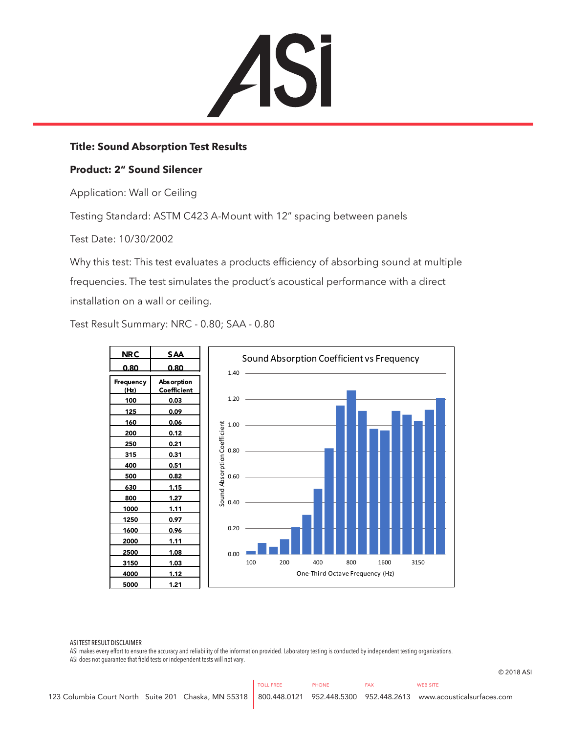**Title: Sound Absorption Test Results**

**Product: 2” Sound Silencer**

Application: Wall or Ceiling

Testing Standard: ASTM C423 A-Mount with 12” spacing between panels

Test Date: 10/30/2002

Why this test: This test evaluates a products efficiency of absorbing sound at multiple frequencies. The test simulates the product’s acoustical performance with a direct installation on a wall or ceiling.

Test Result Summary: NRC - 0.80; SAA - 0.80

| NRC | SAA |
|---|---|
| 0.80 | 0.80 |

| Frequency (Hz) | Absorption Coefficient |
|---|---|
| 100 | 0.03 |
| 125 | 0.09 |
| 160 | 0.06 |
| 200 | 0.12 |
| 250 | 0.21 |
| 315 | 0.31 |
| 400 | 0.51 |
| 500 | 0.82 |
| 630 | 1.15 |
| 800 | 1.27 |
| 1000 | 1.11 |
| 1250 | 0.97 |
| 1600 | 0.96 |
| 2000 | 1.11 |
| 2500 | 1.08 |
| 3150 | 1.03 |
| 4000 | 1.12 |
| 5000 | 1.21 |

Sound Absorption Coefficient vs Frequency

ASI TEST RESULT DISCLAIMER

ASI makes every effort to ensure the accuracy and reliability of the information provided. Laboratory testing is conducted by independent testing organizations. ASI does not guarantee that field tests or independent tests will not vary.

© 2018 ASI

123 Columbia Court North Suite 201 Chaska, MN 55318 | TOLL FREE 800.448.0121 | PHONE 952.448.5300 | FAX 952.448.2613 | WEB SITE www.acousticalsurfaces.com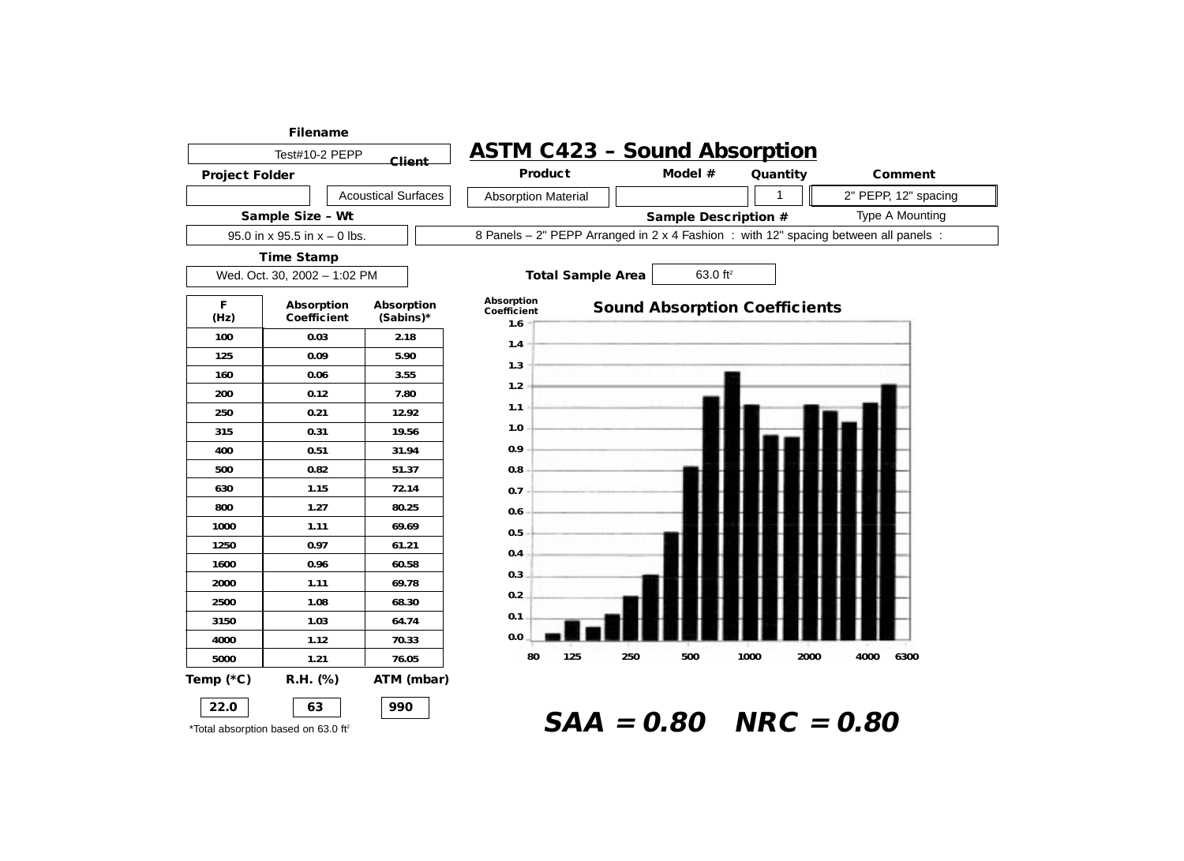# ASTM C423 – Sound Absorption

**Filename**
Test#10-2 PEPP

**Client**

**Project Folder**

Acoustical Surfaces

| Product | Model # | Quantity | Comment |
|---|---|---|---|
| Absorption Material | | 1 | 2" PEPP, 12" spacing |

**Sample Size – Wt**
95.0 in x 95.5 in x – 0 lbs.

**Sample Description #**
8 Panels – 2" PEPP Arranged in 2 x 4 Fashion : with 12" spacing between all panels :

Type A Mounting

**Time Stamp**
Wed. Oct. 30, 2002 – 1:02 PM

**Total Sample Area** 63.0 $ft^2$

| F (Hz) | Absorption Coefficient | Absorption (Sabins)* |
|---|---|---|
| 100 | 0.03 | 2.18 |
| 125 | 0.09 | 5.90 |
| 160 | 0.06 | 3.55 |
| 200 | 0.12 | 7.80 |
| 250 | 0.21 | 12.92 |
| 315 | 0.31 | 19.56 |
| 400 | 0.51 | 31.94 |
| 500 | 0.82 | 51.37 |
| 630 | 1.15 | 72.14 |
| 800 | 1.27 | 80.25 |
| 1000 | 1.11 | 69.69 |
| 1250 | 0.97 | 61.21 |
| 1600 | 0.96 | 60.58 |
| 2000 | 1.11 | 69.78 |
| 2500 | 1.08 | 68.30 |
| 3150 | 1.03 | 64.74 |
| 4000 | 1.12 | 70.33 |
| 5000 | 1.21 | 76.05 |

| Temp (*C) | R.H. (%) | ATM (mbar) |
|---|---|---|
| 22.0 | 63 | 990 |

*Total absorption based on 63.0 $ft^2$

**Sound Absorption Coefficients**

Absorption Coefficient

1.6
1.4
1.3
1.2
1.1
1.0
0.9
0.8
0.7
0.6
0.5
0.4
0.3
0.2
0.1
0.0

80 125 250 500 1000 2000 4000 6300

***SAA = 0.80 NRC = 0.80***